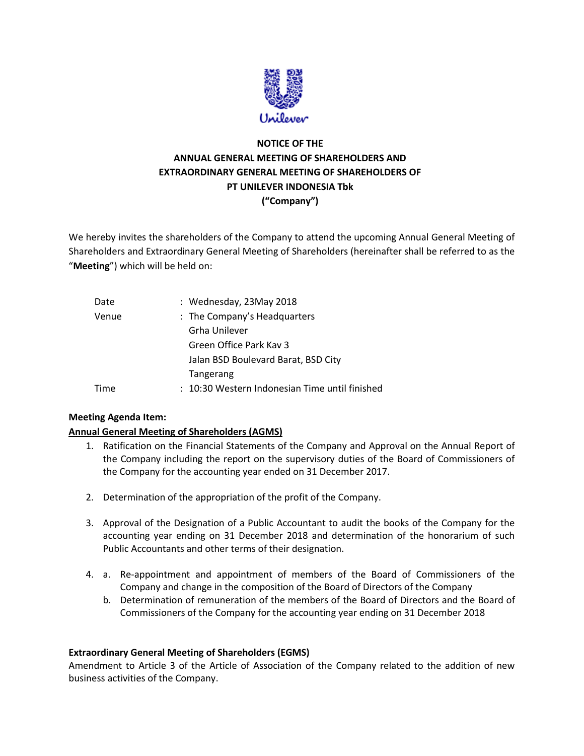**NOTICE OF THE**
**ANNUAL GENERAL MEETING OF SHAREHOLDERS AND**
**EXTRAORDINARY GENERAL MEETING OF SHAREHOLDERS OF**
**PT UNILEVER INDONESIA Tbk**
**("Company")**

We hereby invites the shareholders of the Company to attend the upcoming Annual General Meeting of Shareholders and Extraordinary General Meeting of Shareholders (hereinafter shall be referred to as the "**Meeting**") which will be held on:

| | |
|---|---|
| Date | : Wednesday, 23May 2018 |
| Venue | : The Company's Headquarters<br>Grha Unilever<br>Green Office Park Kav 3<br>Jalan BSD Boulevard Barat, BSD City<br>Tangerang |
| Time | : 10:30 Western Indonesian Time until finished |

**Meeting Agenda Item:**

**<u>Annual General Meeting of Shareholders (AGMS)</u>**

1. Ratification on the Financial Statements of the Company and Approval on the Annual Report of the Company including the report on the supervisory duties of the Board of Commissioners of the Company for the accounting year ended on 31 December 2017.

2. Determination of the appropriation of the profit of the Company.

3. Approval of the Designation of a Public Accountant to audit the books of the Company for the accounting year ending on 31 December 2018 and determination of the honorarium of such Public Accountants and other terms of their designation.

4. a. Re-appointment and appointment of members of the Board of Commissioners of the Company and change in the composition of the Board of Directors of the Company
   b. Determination of remuneration of the members of the Board of Directors and the Board of Commissioners of the Company for the accounting year ending on 31 December 2018

**Extraordinary General Meeting of Shareholders (EGMS)**

Amendment to Article 3 of the Article of Association of the Company related to the addition of new business activities of the Company.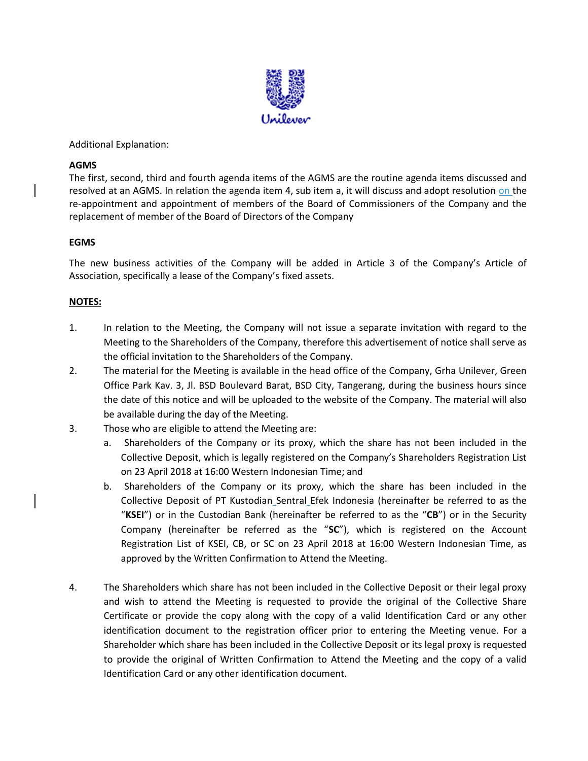Additional Explanation:

**AGMS**

The first, second, third and fourth agenda items of the AGMS are the routine agenda items discussed and resolved at an AGMS. In relation the agenda item 4, sub item a, it will discuss and adopt resolution on the re-appointment and appointment of members of the Board of Commissioners of the Company and the replacement of member of the Board of Directors of the Company

**EGMS**

The new business activities of the Company will be added in Article 3 of the Company's Article of Association, specifically a lease of the Company's fixed assets.

**NOTES:**

1. In relation to the Meeting, the Company will not issue a separate invitation with regard to the Meeting to the Shareholders of the Company, therefore this advertisement of notice shall serve as the official invitation to the Shareholders of the Company.
2. The material for the Meeting is available in the head office of the Company, Grha Unilever, Green Office Park Kav. 3, Jl. BSD Boulevard Barat, BSD City, Tangerang, during the business hours since the date of this notice and will be uploaded to the website of the Company. The material will also be available during the day of the Meeting.
3. Those who are eligible to attend the Meeting are:
   a. Shareholders of the Company or its proxy, which the share has not been included in the Collective Deposit, which is legally registered on the Company's Shareholders Registration List on 23 April 2018 at 16:00 Western Indonesian Time; and
   b. Shareholders of the Company or its proxy, which the share has been included in the Collective Deposit of PT Kustodian Sentral Efek Indonesia (hereinafter be referred to as the "**KSEI**") or in the Custodian Bank (hereinafter be referred to as the "**CB**") or in the Security Company (hereinafter be referred as the "**SC**"), which is registered on the Account Registration List of KSEI, CB, or SC on 23 April 2018 at 16:00 Western Indonesian Time, as approved by the Written Confirmation to Attend the Meeting.
4. The Shareholders which share has not been included in the Collective Deposit or their legal proxy and wish to attend the Meeting is requested to provide the original of the Collective Share Certificate or provide the copy along with the copy of a valid Identification Card or any other identification document to the registration officer prior to entering the Meeting venue. For a Shareholder which share has been included in the Collective Deposit or its legal proxy is requested to provide the original of Written Confirmation to Attend the Meeting and the copy of a valid Identification Card or any other identification document.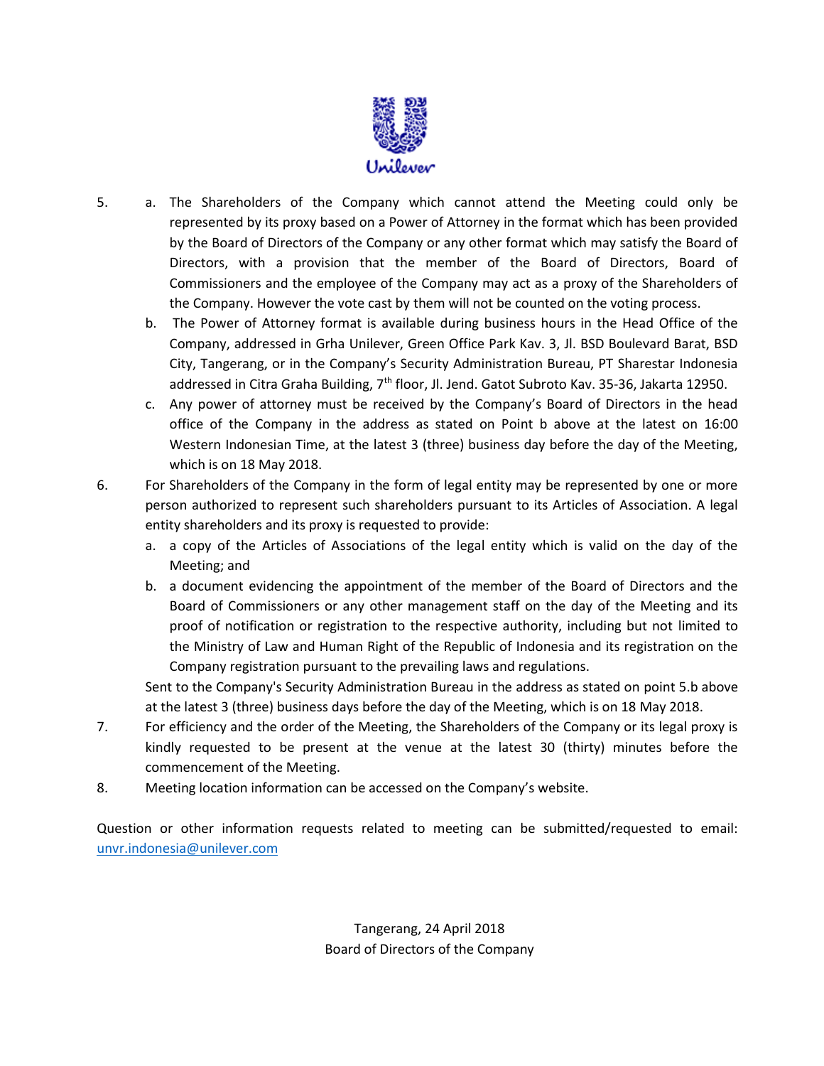5. a. The Shareholders of the Company which cannot attend the Meeting could only be represented by its proxy based on a Power of Attorney in the format which has been provided by the Board of Directors of the Company or any other format which may satisfy the Board of Directors, with a provision that the member of the Board of Directors, Board of Commissioners and the employee of the Company may act as a proxy of the Shareholders of the Company. However the vote cast by them will not be counted on the voting process.

   b. The Power of Attorney format is available during business hours in the Head Office of the Company, addressed in Grha Unilever, Green Office Park Kav. 3, Jl. BSD Boulevard Barat, BSD City, Tangerang, or in the Company's Security Administration Bureau, PT Sharestar Indonesia addressed in Citra Graha Building, 7th floor, Jl. Jend. Gatot Subroto Kav. 35-36, Jakarta 12950.

   c. Any power of attorney must be received by the Company's Board of Directors in the head office of the Company in the address as stated on Point b above at the latest on 16:00 Western Indonesian Time, at the latest 3 (three) business day before the day of the Meeting, which is on 18 May 2018.

6. For Shareholders of the Company in the form of legal entity may be represented by one or more person authorized to represent such shareholders pursuant to its Articles of Association. A legal entity shareholders and its proxy is requested to provide:

   a. a copy of the Articles of Associations of the legal entity which is valid on the day of the Meeting; and

   b. a document evidencing the appointment of the member of the Board of Directors and the Board of Commissioners or any other management staff on the day of the Meeting and its proof of notification or registration to the respective authority, including but not limited to the Ministry of Law and Human Right of the Republic of Indonesia and its registration on the Company registration pursuant to the prevailing laws and regulations.

   Sent to the Company's Security Administration Bureau in the address as stated on point 5.b above at the latest 3 (three) business days before the day of the Meeting, which is on 18 May 2018.

7. For efficiency and the order of the Meeting, the Shareholders of the Company or its legal proxy is kindly requested to be present at the venue at the latest 30 (thirty) minutes before the commencement of the Meeting.

8. Meeting location information can be accessed on the Company's website.

Question or other information requests related to meeting can be submitted/requested to email: unvr.indonesia@unilever.com

Tangerang, 24 April 2018

Board of Directors of the Company